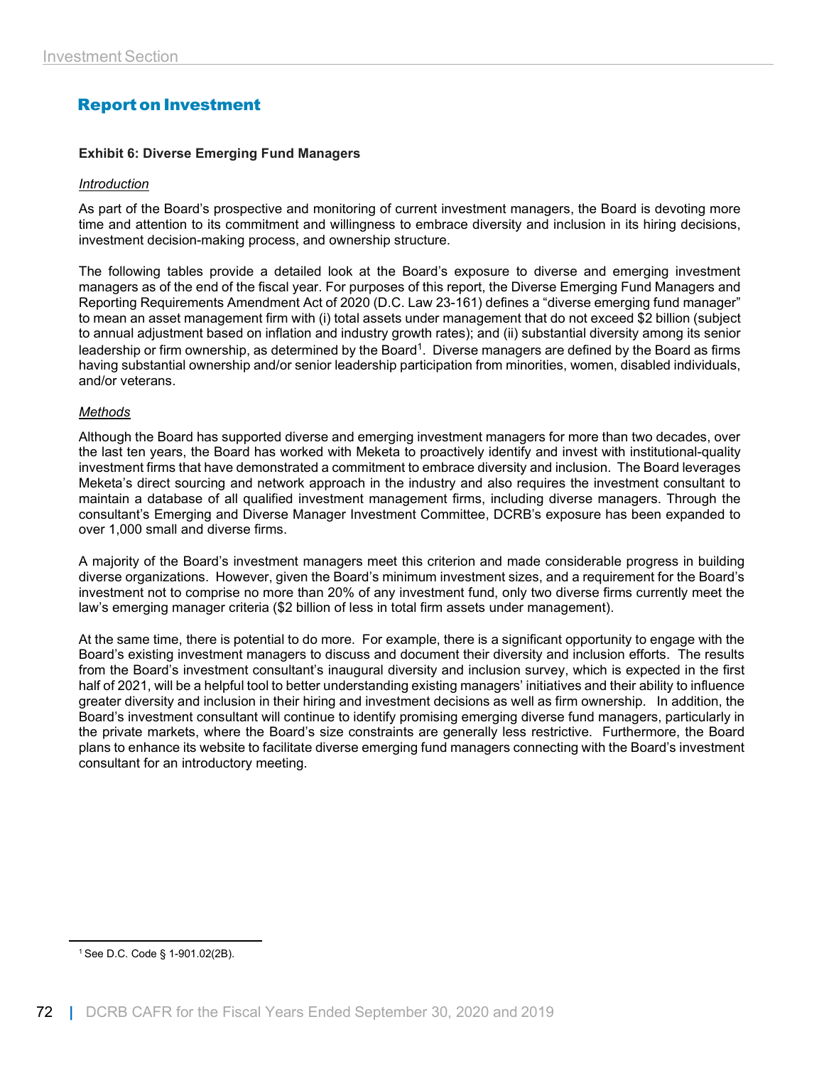## Report on Investment

**Exhibit 6: Diverse Emerging Fund Managers**

*Introduction*

As part of the Board's prospective and monitoring of current investment managers, the Board is devoting more time and attention to its commitment and willingness to embrace diversity and inclusion in its hiring decisions, investment decision-making process, and ownership structure.

The following tables provide a detailed look at the Board's exposure to diverse and emerging investment managers as of the end of the fiscal year. For purposes of this report, the Diverse Emerging Fund Managers and Reporting Requirements Amendment Act of 2020 (D.C. Law 23-161) defines a "diverse emerging fund manager" to mean an asset management firm with (i) total assets under management that do not exceed $2 billion (subject to annual adjustment based on inflation and industry growth rates); and (ii) substantial diversity among its senior leadership or firm ownership, as determined by the Board[1]. Diverse managers are defined by the Board as firms having substantial ownership and/or senior leadership participation from minorities, women, disabled individuals, and/or veterans.

*Methods*

Although the Board has supported diverse and emerging investment managers for more than two decades, over the last ten years, the Board has worked with Meketa to proactively identify and invest with institutional-quality investment firms that have demonstrated a commitment to embrace diversity and inclusion. The Board leverages Meketa's direct sourcing and network approach in the industry and also requires the investment consultant to maintain a database of all qualified investment management firms, including diverse managers. Through the consultant's Emerging and Diverse Manager Investment Committee, DCRB's exposure has been expanded to over 1,000 small and diverse firms.

A majority of the Board's investment managers meet this criterion and made considerable progress in building diverse organizations. However, given the Board's minimum investment sizes, and a requirement for the Board's investment not to comprise no more than 20% of any investment fund, only two diverse firms currently meet the law's emerging manager criteria ($2 billion of less in total firm assets under management).

At the same time, there is potential to do more. For example, there is a significant opportunity to engage with the Board's existing investment managers to discuss and document their diversity and inclusion efforts. The results from the Board's investment consultant's inaugural diversity and inclusion survey, which is expected in the first half of 2021, will be a helpful tool to better understanding existing managers' initiatives and their ability to influence greater diversity and inclusion in their hiring and investment decisions as well as firm ownership. In addition, the Board's investment consultant will continue to identify promising emerging diverse fund managers, particularly in the private markets, where the Board's size constraints are generally less restrictive. Furthermore, the Board plans to enhance its website to facilitate diverse emerging fund managers connecting with the Board's investment consultant for an introductory meeting.

[1] See D.C. Code § 1-901.02(2B).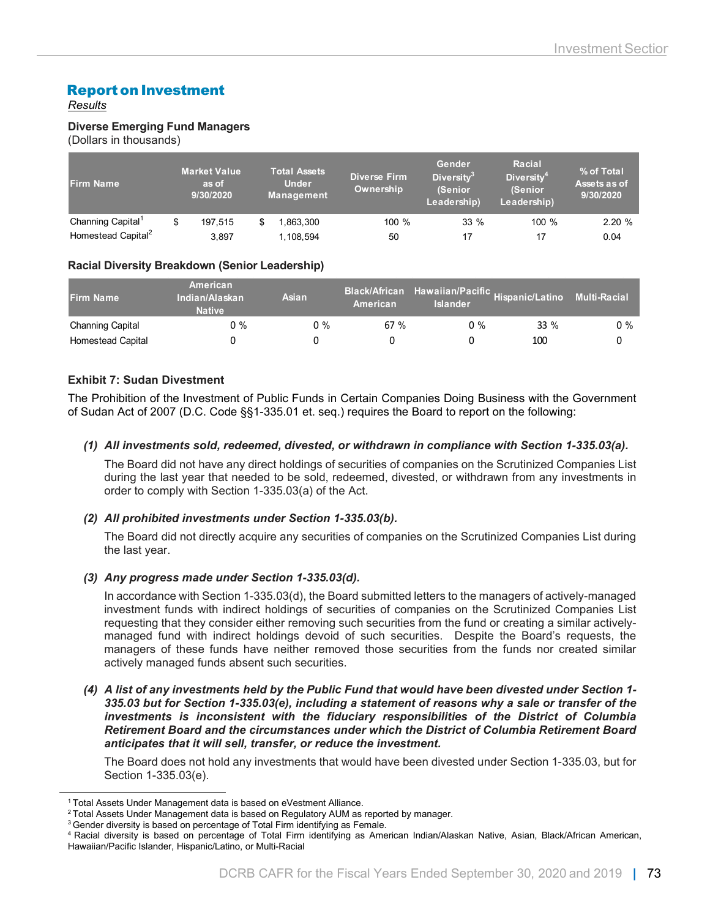## Report on Investment

*Results*

**Diverse Emerging Fund Managers**

(Dollars in thousands)

| Firm Name | Market Value as of 9/30/2020 | Total Assets Under Management | Diverse Firm Ownership | Gender Diversity[3] (Senior Leadership) | Racial Diversity[4] (Senior Leadership) | % of Total Assets as of 9/30/2020 |
|---|---|---|---|---|---|---|
| Channing Capital[1] | $ 197,515 | $ 1,863,300 | 100 % | 33 % | 100 % | 2.20 % |
| Homestead Capital[2] | 3,897 | 1,108,594 | 50 | 17 | 17 | 0.04 |

**Racial Diversity Breakdown (Senior Leadership)**

| Firm Name | American Indian/Alaskan Native | Asian | Black/African American | Hawaiian/Pacific Islander | Hispanic/Latino | Multi-Racial |
|---|---|---|---|---|---|---|
| Channing Capital | 0 % | 0 % | 67 % | 0 % | 33 % | 0 % |
| Homestead Capital | 0 | 0 | 0 | 0 | 100 | 0 |

**Exhibit 7: Sudan Divestment**

The Prohibition of the Investment of Public Funds in Certain Companies Doing Business with the Government of Sudan Act of 2007 (D.C. Code §§1-335.01 et. seq.) requires the Board to report on the following:

***(1) All investments sold, redeemed, divested, or withdrawn in compliance with Section 1-335.03(a).***

The Board did not have any direct holdings of securities of companies on the Scrutinized Companies List during the last year that needed to be sold, redeemed, divested, or withdrawn from any investments in order to comply with Section 1-335.03(a) of the Act.

***(2) All prohibited investments under Section 1-335.03(b).***

The Board did not directly acquire any securities of companies on the Scrutinized Companies List during the last year.

***(3) Any progress made under Section 1-335.03(d).***

In accordance with Section 1-335.03(d), the Board submitted letters to the managers of actively-managed investment funds with indirect holdings of securities of companies on the Scrutinized Companies List requesting that they consider either removing such securities from the fund or creating a similar actively-managed fund with indirect holdings devoid of such securities. Despite the Board's requests, the managers of these funds have neither removed those securities from the funds nor created similar actively managed funds absent such securities.

***(4) A list of any investments held by the Public Fund that would have been divested under Section 1-335.03 but for Section 1-335.03(e), including a statement of reasons why a sale or transfer of the investments is inconsistent with the fiduciary responsibilities of the District of Columbia Retirement Board and the circumstances under which the District of Columbia Retirement Board anticipates that it will sell, transfer, or reduce the investment.***

The Board does not hold any investments that would have been divested under Section 1-335.03, but for Section 1-335.03(e).

---

[1] Total Assets Under Management data is based on eVestment Alliance.

[2] Total Assets Under Management data is based on Regulatory AUM as reported by manager.

[3] Gender diversity is based on percentage of Total Firm identifying as Female.

[4] Racial diversity is based on percentage of Total Firm identifying as American Indian/Alaskan Native, Asian, Black/African American, Hawaiian/Pacific Islander, Hispanic/Latino, or Multi-Racial